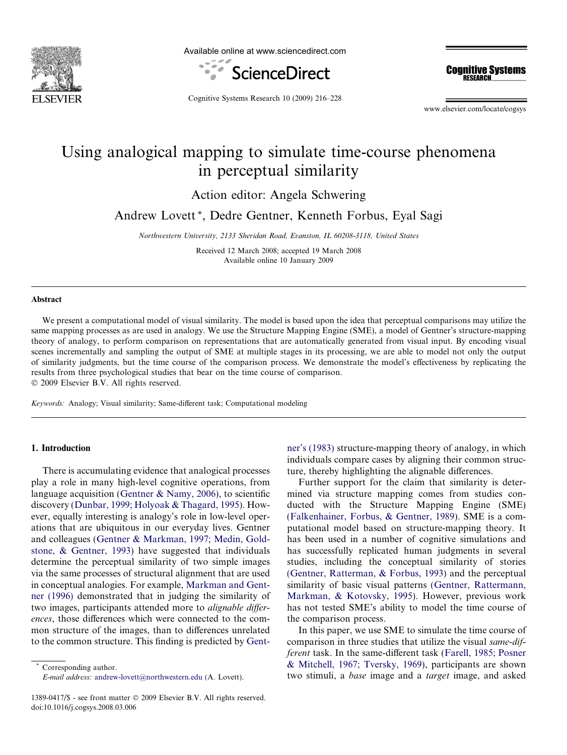# Using analogical mapping to simulate time-course phenomena in perceptual similarity

Action editor: Angela Schwering

Andrew Lovett *, Dedre Gentner, Kenneth Forbus, Eyal Sagi

*Northwestern University, 2133 Sheridan Road, Evanston, IL 60208-3118, United States*

Received 12 March 2008; accepted 19 March 2008
Available online 10 January 2009

## Abstract

We present a computational model of visual similarity. The model is based upon the idea that perceptual comparisons may utilize the same mapping processes as are used in analogy. We use the Structure Mapping Engine (SME), a model of Gentner's structure-mapping theory of analogy, to perform comparison on representations that are automatically generated from visual input. By encoding visual scenes incrementally and sampling the output of SME at multiple stages in its processing, we are able to model not only the output of similarity judgments, but the time course of the comparison process. We demonstrate the model's effectiveness by replicating the results from three psychological studies that bear on the time course of comparison.

© 2009 Elsevier B.V. All rights reserved.

*Keywords:* Analogy; Visual similarity; Same-different task; Computational modeling

## 1. Introduction

There is accumulating evidence that analogical processes play a role in many high-level cognitive operations, from language acquisition (Gentner & Namy, 2006), to scientific discovery (Dunbar, 1999; Holyoak & Thagard, 1995). However, equally interesting is analogy's role in low-level operations that are ubiquitous in our everyday lives. Gentner and colleagues (Gentner & Markman, 1997; Medin, Goldstone, & Gentner, 1993) have suggested that individuals determine the perceptual similarity of two simple images via the same processes of structural alignment that are used in conceptual analogies. For example, Markman and Gentner (1996) demonstrated that in judging the similarity of two images, participants attended more to *alignable differences*, those differences which were connected to the common structure of the images, than to differences unrelated to the common structure. This finding is predicted by Gentner's (1983) structure-mapping theory of analogy, in which individuals compare cases by aligning their common structure, thereby highlighting the alignable differences.

Further support for the claim that similarity is determined via structure mapping comes from studies conducted with the Structure Mapping Engine (SME) (Falkenhainer, Forbus, & Gentner, 1989). SME is a computational model based on structure-mapping theory. It has been used in a number of cognitive simulations and has successfully replicated human judgments in several studies, including the conceptual similarity of stories (Gentner, Ratterman, & Forbus, 1993) and the perceptual similarity of basic visual patterns (Gentner, Rattermann, Markman, & Kotovsky, 1995). However, previous work has not tested SME's ability to model the time course of the comparison process.

In this paper, we use SME to simulate the time course of comparison in three studies that utilize the visual *same-different* task. In the same-different task (Farell, 1985; Posner & Mitchell, 1967; Tversky, 1969), participants are shown two stimuli, a *base* image and a *target* image, and asked

* Corresponding author.
*E-mail address:* andrew-lovett@northwestern.edu (A. Lovett).

1389-0417/$ - see front matter © 2009 Elsevier B.V. All rights reserved.
doi:10.1016/j.cogsys.2008.03.006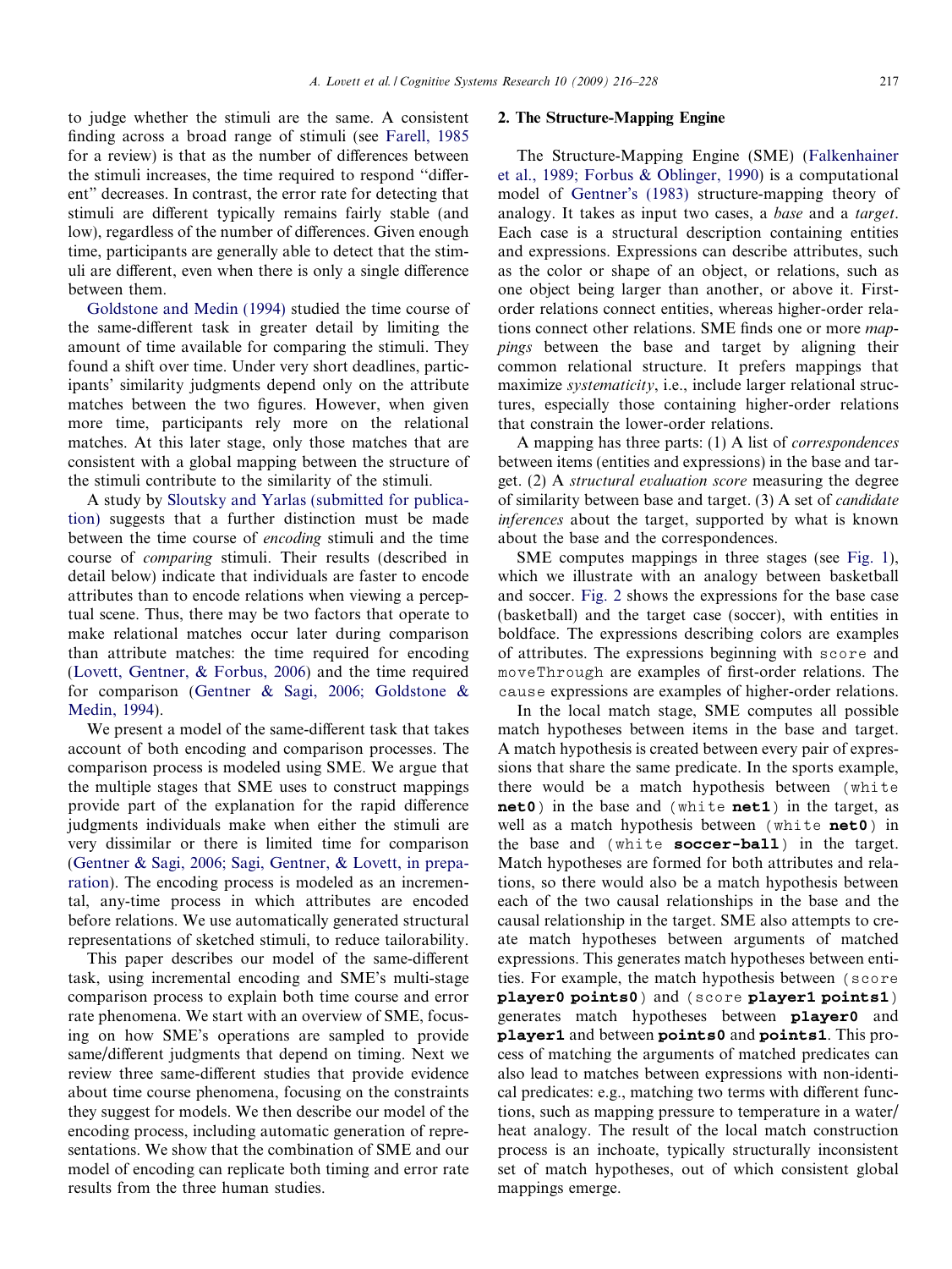to judge whether the stimuli are the same. A consistent finding across a broad range of stimuli (see Farell, 1985 for a review) is that as the number of differences between the stimuli increases, the time required to respond "different" decreases. In contrast, the error rate for detecting that stimuli are different typically remains fairly stable (and low), regardless of the number of differences. Given enough time, participants are generally able to detect that the stimuli are different, even when there is only a single difference between them.

Goldstone and Medin (1994) studied the time course of the same-different task in greater detail by limiting the amount of time available for comparing the stimuli. They found a shift over time. Under very short deadlines, participants' similarity judgments depend only on the attribute matches between the two figures. However, when given more time, participants rely more on the relational matches. At this later stage, only those matches that are consistent with a global mapping between the structure of the stimuli contribute to the similarity of the stimuli.

A study by Sloutsky and Yarlas (submitted for publication) suggests that a further distinction must be made between the time course of *encoding* stimuli and the time course of *comparing* stimuli. Their results (described in detail below) indicate that individuals are faster to encode attributes than to encode relations when viewing a perceptual scene. Thus, there may be two factors that operate to make relational matches occur later during comparison than attribute matches: the time required for encoding (Lovett, Gentner, & Forbus, 2006) and the time required for comparison (Gentner & Sagi, 2006; Goldstone & Medin, 1994).

We present a model of the same-different task that takes account of both encoding and comparison processes. The comparison process is modeled using SME. We argue that the multiple stages that SME uses to construct mappings provide part of the explanation for the rapid difference judgments individuals make when either the stimuli are very dissimilar or there is limited time for comparison (Gentner & Sagi, 2006; Sagi, Gentner, & Lovett, in preparation). The encoding process is modeled as an incremental, any-time process in which attributes are encoded before relations. We use automatically generated structural representations of sketched stimuli, to reduce tailorability.

This paper describes our model of the same-different task, using incremental encoding and SME's multi-stage comparison process to explain both time course and error rate phenomena. We start with an overview of SME, focusing on how SME's operations are sampled to provide same/different judgments that depend on timing. Next we review three same-different studies that provide evidence about time course phenomena, focusing on the constraints they suggest for models. We then describe our model of the encoding process, including automatic generation of representations. We show that the combination of SME and our model of encoding can replicate both timing and error rate results from the three human studies.

## 2. The Structure-Mapping Engine

The Structure-Mapping Engine (SME) (Falkenhainer et al., 1989; Forbus & Oblinger, 1990) is a computational model of Gentner's (1983) structure-mapping theory of analogy. It takes as input two cases, a *base* and a *target*. Each case is a structural description containing entities and expressions. Expressions can describe attributes, such as the color or shape of an object, or relations, such as one object being larger than another, or above it. First-order relations connect entities, whereas higher-order relations connect other relations. SME finds one or more *mappings* between the base and target by aligning their common relational structure. It prefers mappings that maximize *systematicity*, i.e., include larger relational structures, especially those containing higher-order relations that constrain the lower-order relations.

A mapping has three parts: (1) A list of *correspondences* between items (entities and expressions) in the base and target. (2) A *structural evaluation score* measuring the degree of similarity between base and target. (3) A set of *candidate inferences* about the target, supported by what is known about the base and the correspondences.

SME computes mappings in three stages (see Fig. 1), which we illustrate with an analogy between basketball and soccer. Fig. 2 shows the expressions for the base case (basketball) and the target case (soccer), with entities in boldface. The expressions describing colors are examples of attributes. The expressions beginning with `score` and `moveThrough` are examples of first-order relations. The `cause` expressions are examples of higher-order relations.

In the local match stage, SME computes all possible match hypotheses between items in the base and target. A match hypothesis is created between every pair of expressions that share the same predicate. In the sports example, there would be a match hypothesis between (white **net0**) in the base and (white **net1**) in the target, as well as a match hypothesis between (white **net0**) in the base and (white **soccer-ball**) in the target. Match hypotheses are formed for both attributes and relations, so there would also be a match hypothesis between each of the two causal relationships in the base and the causal relationship in the target. SME also attempts to create match hypotheses between arguments of matched expressions. This generates match hypotheses between entities. For example, the match hypothesis between (score **player0 points0**) and (score **player1 points1**) generates match hypotheses between **player0** and **player1** and between **points0** and **points1**. This process of matching the arguments of matched predicates can also lead to matches between expressions with non-identical predicates: e.g., matching two terms with different functions, such as mapping pressure to temperature in a water/heat analogy. The result of the local match construction process is an inchoate, typically structurally inconsistent set of match hypotheses, out of which consistent global mappings emerge.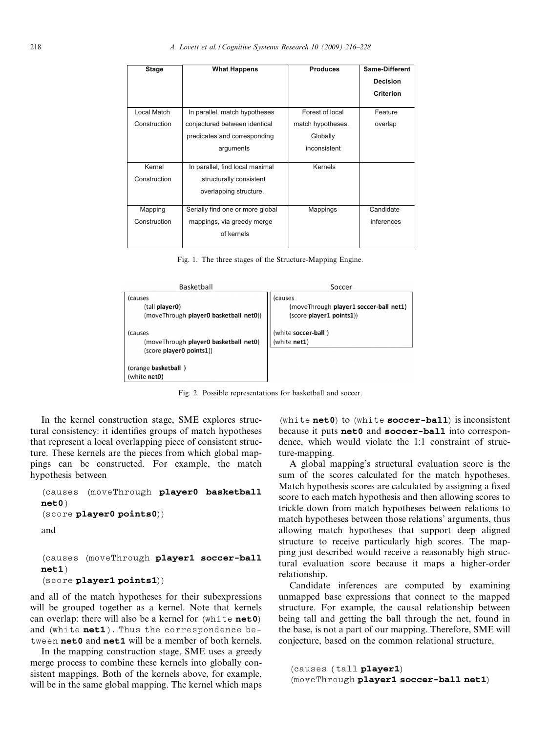| Stage | What Happens | Produces | Same-Different Decision Criterion |
| --- | --- | --- | --- |
| Local Match Construction | In parallel, match hypotheses conjectured between identical predicates and corresponding arguments | Forest of local match hypotheses. Globally inconsistent | Feature overlap |
| Kernel Construction | In parallel, find local maximal structurally consistent overlapping structure. | Kernels | |
| Mapping Construction | Serially find one or more global mappings, via greedy merge of kernels | Mappings | Candidate inferences |

Fig. 1. The three stages of the Structure-Mapping Engine.

| Basketball | Soccer |
| --- | --- |
| (causes<br>(tall **player0**)<br>(moveThrough **player0 basketball net0**))<br><br>(causes<br>(moveThrough **player0 basketball net0**)<br>(score **player0 points1**))<br><br>(orange **basketball** )<br>(white **net0**) | (causes<br>(moveThrough **player1 soccer-ball net1**)<br>(score **player1 points1**))<br><br>(white **soccer-ball** )<br>(white **net1**) |

Fig. 2. Possible representations for basketball and soccer.

In the kernel construction stage, SME explores structural consistency: it identifies groups of match hypotheses that represent a local overlapping piece of consistent structure. These kernels are the pieces from which global mappings can be constructed. For example, the match hypothesis between

```
(causes (moveThrough player0 basketball net0)
(score player0 points0))
```

and

```
(causes (moveThrough player1 soccer-ball net1)
(score player1 points1))
```

and all of the match hypotheses for their subexpressions will be grouped together as a kernel. Note that kernels can overlap: there will also be a kernel for (white **net0**) and (white **net1**). Thus the correspondence between **net0** and **net1** will be a member of both kernels.

In the mapping construction stage, SME uses a greedy merge process to combine these kernels into globally consistent mappings. Both of the kernels above, for example, will be in the same global mapping. The kernel which maps (white **net0**) to (white **soccer-ball**) is inconsistent because it puts **net0** and **soccer-ball** into correspondence, which would violate the 1:1 constraint of structure-mapping.

A global mapping's structural evaluation score is the sum of the scores calculated for the match hypotheses. Match hypothesis scores are calculated by assigning a fixed score to each match hypothesis and then allowing scores to trickle down from match hypotheses between relations to match hypotheses between those relations' arguments, thus allowing match hypotheses that support deep aligned structure to receive particularly high scores. The mapping just described would receive a reasonably high structural evaluation score because it maps a higher-order relationship.

Candidate inferences are computed by examining unmapped base expressions that connect to the mapped structure. For example, the causal relationship between being tall and getting the ball through the net, found in the base, is not a part of our mapping. Therefore, SME will conjecture, based on the common relational structure,

```
(causes (tall player1)
(moveThrough player1 soccer-ball net1)
```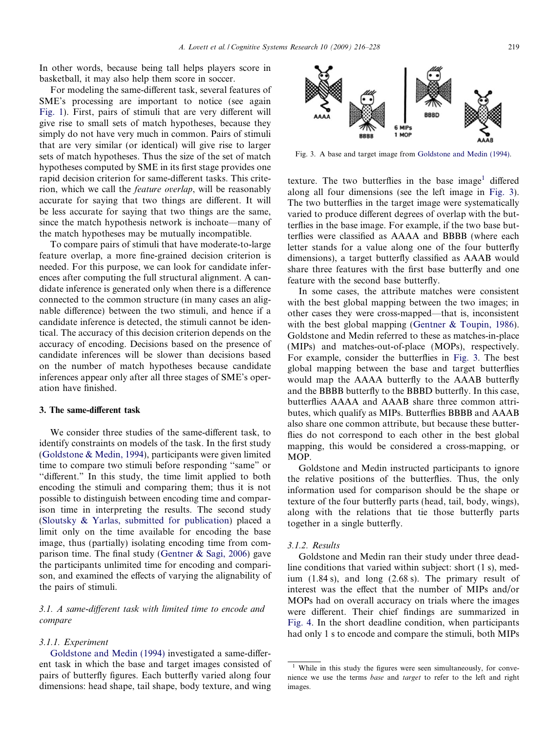In other words, because being tall helps players score in basketball, it may also help them score in soccer.

For modeling the same-different task, several features of SME's processing are important to notice (see again Fig. 1). First, pairs of stimuli that are very different will give rise to small sets of match hypotheses, because they simply do not have very much in common. Pairs of stimuli that are very similar (or identical) will give rise to larger sets of match hypotheses. Thus the size of the set of match hypotheses computed by SME in its first stage provides one rapid decision criterion for same-different tasks. This criterion, which we call the *feature overlap*, will be reasonably accurate for saying that two things are different. It will be less accurate for saying that two things are the same, since the match hypothesis network is inchoate—many of the match hypotheses may be mutually incompatible.

To compare pairs of stimuli that have moderate-to-large feature overlap, a more fine-grained decision criterion is needed. For this purpose, we can look for candidate inferences after computing the full structural alignment. A candidate inference is generated only when there is a difference connected to the common structure (in many cases an alignable difference) between the two stimuli, and hence if a candidate inference is detected, the stimuli cannot be identical. The accuracy of this decision criterion depends on the accuracy of encoding. Decisions based on the presence of candidate inferences will be slower than decisions based on the number of match hypotheses because candidate inferences appear only after all three stages of SME's operation have finished.

## 3. The same-different task

We consider three studies of the same-different task, to identify constraints on models of the task. In the first study (Goldstone & Medin, 1994), participants were given limited time to compare two stimuli before responding "same" or "different." In this study, the time limit applied to both encoding the stimuli and comparing them; thus it is not possible to distinguish between encoding time and comparison time in interpreting the results. The second study (Sloutsky & Yarlas, submitted for publication) placed a limit only on the time available for encoding the base image, thus (partially) isolating encoding time from comparison time. The final study (Gentner & Sagi, 2006) gave the participants unlimited time for encoding and comparison, and examined the effects of varying the alignability of the pairs of stimuli.

### *3.1. A same-different task with limited time to encode and compare*

#### *3.1.1. Experiment*

Goldstone and Medin (1994) investigated a same-different task in which the base and target images consisted of pairs of butterfly figures. Each butterfly varied along four dimensions: head shape, tail shape, body texture, and wing texture. The two butterflies in the base image[1] differed along all four dimensions (see the left image in Fig. 3). The two butterflies in the target image were systematically varied to produce different degrees of overlap with the butterflies in the base image. For example, if the two base butterflies were classified as AAAA and BBBB (where each letter stands for a value along one of the four butterfly dimensions), a target butterfly classified as AAAB would share three features with the first base butterfly and one feature with the second base butterfly.

Fig. 3. A base and target image from Goldstone and Medin (1994).

In some cases, the attribute matches were consistent with the best global mapping between the two images; in other cases they were cross-mapped—that is, inconsistent with the best global mapping (Gentner & Toupin, 1986). Goldstone and Medin referred to these as matches-in-place (MIPs) and matches-out-of-place (MOPs), respectively. For example, consider the butterflies in Fig. 3. The best global mapping between the base and target butterflies would map the AAAA butterfly to the AAAB butterfly and the BBBB butterfly to the BBBD butterfly. In this case, butterflies AAAA and AAAB share three common attributes, which qualify as MIPs. Butterflies BBBB and AAAB also share one common attribute, but because these butterflies do not correspond to each other in the best global mapping, this would be considered a cross-mapping, or MOP.

Goldstone and Medin instructed participants to ignore the relative positions of the butterflies. Thus, the only information used for comparison should be the shape or texture of the four butterfly parts (head, tail, body, wings), along with the relations that tie those butterfly parts together in a single butterfly.

#### *3.1.2. Results*

Goldstone and Medin ran their study under three deadline conditions that varied within subject: short (1 s), medium (1.84 s), and long (2.68 s). The primary result of interest was the effect that the number of MIPs and/or MOPs had on overall accuracy on trials where the images were different. Their chief findings are summarized in Fig. 4. In the short deadline condition, when participants had only 1 s to encode and compare the stimuli, both MIPs

[1] While in this study the figures were seen simultaneously, for convenience we use the terms *base* and *target* to refer to the left and right images.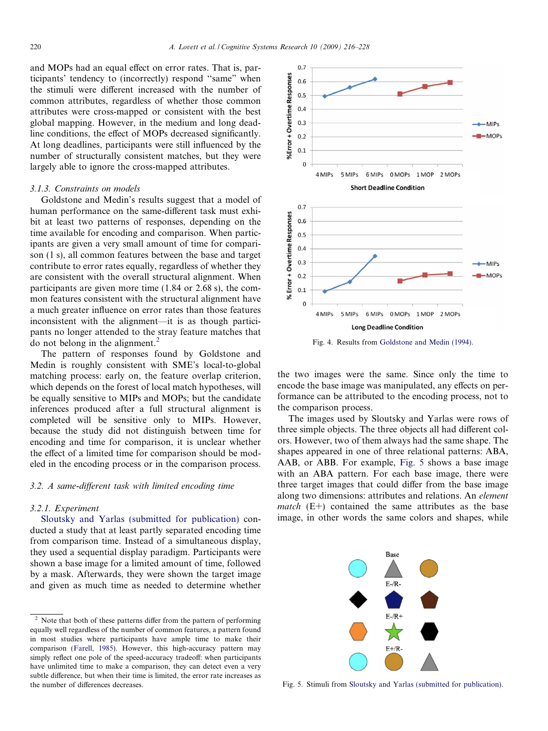and MOPs had an equal effect on error rates. That is, participants' tendency to (incorrectly) respond "same" when the stimuli were different increased with the number of common attributes, regardless of whether those common attributes were cross-mapped or consistent with the best global mapping. However, in the medium and long deadline conditions, the effect of MOPs decreased significantly. At long deadlines, participants were still influenced by the number of structurally consistent matches, but they were largely able to ignore the cross-mapped attributes.

### 3.1.3. Constraints on models

Goldstone and Medin's results suggest that a model of human performance on the same-different task must exhibit at least two patterns of responses, depending on the time available for encoding and comparison. When participants are given a very small amount of time for comparison (1 s), all common features between the base and target contribute to error rates equally, regardless of whether they are consistent with the overall structural alignment. When participants are given more time (1.84 or 2.68 s), the common features consistent with the structural alignment have a much greater influence on error rates than those features inconsistent with the alignment—it is as though participants no longer attended to the stray feature matches that do not belong in the alignment.[2]

The pattern of responses found by Goldstone and Medin is roughly consistent with SME's local-to-global matching process: early on, the feature overlap criterion, which depends on the forest of local match hypotheses, will be equally sensitive to MIPs and MOPs; but the candidate inferences produced after a full structural alignment is completed will be sensitive only to MIPs. However, because the study did not distinguish between time for encoding and time for comparison, it is unclear whether the effect of a limited time for comparison should be modeled in the encoding process or in the comparison process.

## 3.2. A same-different task with limited encoding time

### 3.2.1. Experiment

Sloutsky and Yarlas (submitted for publication) conducted a study that at least partly separated encoding time from comparison time. Instead of a simultaneous display, they used a sequential display paradigm. Participants were shown a base image for a limited amount of time, followed by a mask. Afterwards, they were shown the target image and given as much time as needed to determine whether the two images were the same. Since only the time to encode the base image was manipulated, any effects on performance can be attributed to the encoding process, not to the comparison process.

The images used by Sloutsky and Yarlas were rows of three simple objects. The three objects all had different colors. However, two of them always had the same shape. The shapes appeared in one of three relational patterns: ABA, AAB, or ABB. For example, Fig. 5 shows a base image with an ABA pattern. For each base image, there were three target images that could differ from the base image along two dimensions: attributes and relations. An *element match* (E+) contained the same attributes as the base image, in other words the same colors and shapes, while

0.7
0.6
0.5
0.4
0.3
0.2
0.1
0
%Error + Overtime Responses
4 MIPs 5 MIPs 6 MIPs 0 MOPs 1 MOP 2 MOPs
Short Deadline Condition
MIPs
MOPs

0.7
0.6
0.5
0.4
0.3
0.2
0.1
0
% Error + Overtime Responses
4 MIPs 5 MIPs 6 MIPs 0 MOPs 1 MOP 2 MOPs
Long Deadline Condition
MIPs
MOPs

Fig. 4. Results from Goldstone and Medin (1994).

Base
E-/R-
E-/R+
E+/R-

Fig. 5. Stimuli from Sloutsky and Yarlas (submitted for publication).

[2] Note that both of these patterns differ from the pattern of performing equally well regardless of the number of common features, a pattern found in most studies where participants have ample time to make their comparison (Farell, 1985). However, this high-accuracy pattern may simply reflect one pole of the speed-accuracy tradeoff: when participants have unlimited time to make a comparison, they can detect even a very subtle difference, but when their time is limited, the error rate increases as the number of differences decreases.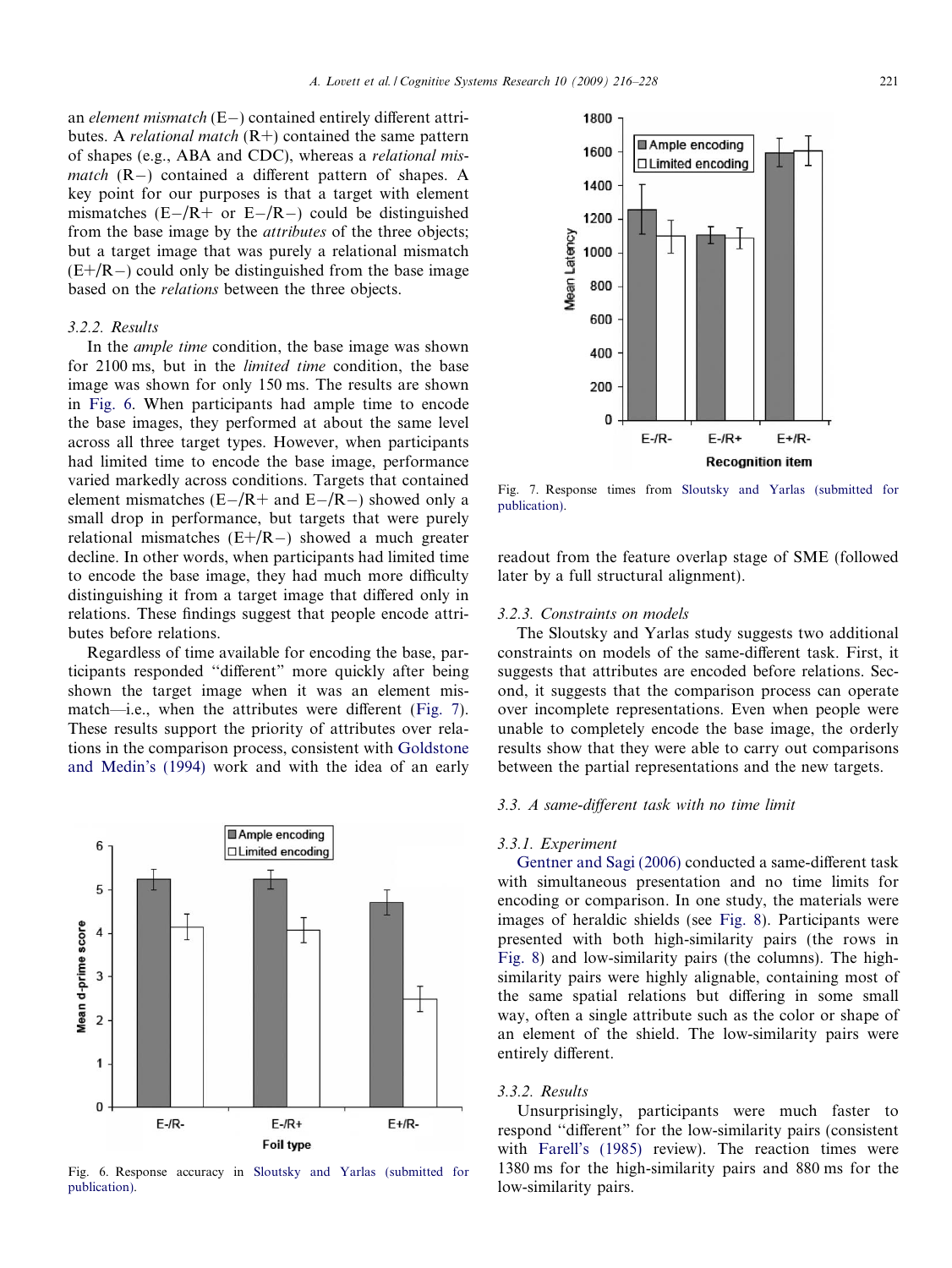an *element mismatch* (E−) contained entirely different attributes. A *relational match* (R+) contained the same pattern of shapes (e.g., ABA and CDC), whereas a *relational mismatch* (R−) contained a different pattern of shapes. A key point for our purposes is that a target with element mismatches (E−/R+ or E−/R−) could be distinguished from the base image by the *attributes* of the three objects; but a target image that was purely a relational mismatch (E+/R−) could only be distinguished from the base image based on the *relations* between the three objects.

### 3.2.2. Results

In the *ample time* condition, the base image was shown for 2100 ms, but in the *limited time* condition, the base image was shown for only 150 ms. The results are shown in Fig. 6. When participants had ample time to encode the base images, they performed at about the same level across all three target types. However, when participants had limited time to encode the base image, performance varied markedly across conditions. Targets that contained element mismatches (E−/R+ and E−/R−) showed only a small drop in performance, but targets that were purely relational mismatches (E+/R−) showed a much greater decline. In other words, when participants had limited time to encode the base image, they had much more difficulty distinguishing it from a target image that differed only in relations. These findings suggest that people encode attributes before relations.

Regardless of time available for encoding the base, participants responded "different" more quickly after being shown the target image when it was an element mismatch—i.e., when the attributes were different (Fig. 7). These results support the priority of attributes over relations in the comparison process, consistent with Goldstone and Medin's (1994) work and with the idea of an early readout from the feature overlap stage of SME (followed later by a full structural alignment).

Fig. 6. Response accuracy in Sloutsky and Yarlas (submitted for publication).

Fig. 7. Response times from Sloutsky and Yarlas (submitted for publication).

### 3.2.3. Constraints on models

The Sloutsky and Yarlas study suggests two additional constraints on models of the same-different task. First, it suggests that attributes are encoded before relations. Second, it suggests that the comparison process can operate over incomplete representations. Even when people were unable to completely encode the base image, the orderly results show that they were able to carry out comparisons between the partial representations and the new targets.

## 3.3. A same-different task with no time limit

### 3.3.1. Experiment

Gentner and Sagi (2006) conducted a same-different task with simultaneous presentation and no time limits for encoding or comparison. In one study, the materials were images of heraldic shields (see Fig. 8). Participants were presented with both high-similarity pairs (the rows in Fig. 8) and low-similarity pairs (the columns). The high-similarity pairs were highly alignable, containing most of the same spatial relations but differing in some small way, often a single attribute such as the color or shape of an element of the shield. The low-similarity pairs were entirely different.

### 3.3.2. Results

Unsurprisingly, participants were much faster to respond "different" for the low-similarity pairs (consistent with Farell's (1985) review). The reaction times were 1380 ms for the high-similarity pairs and 880 ms for the low-similarity pairs.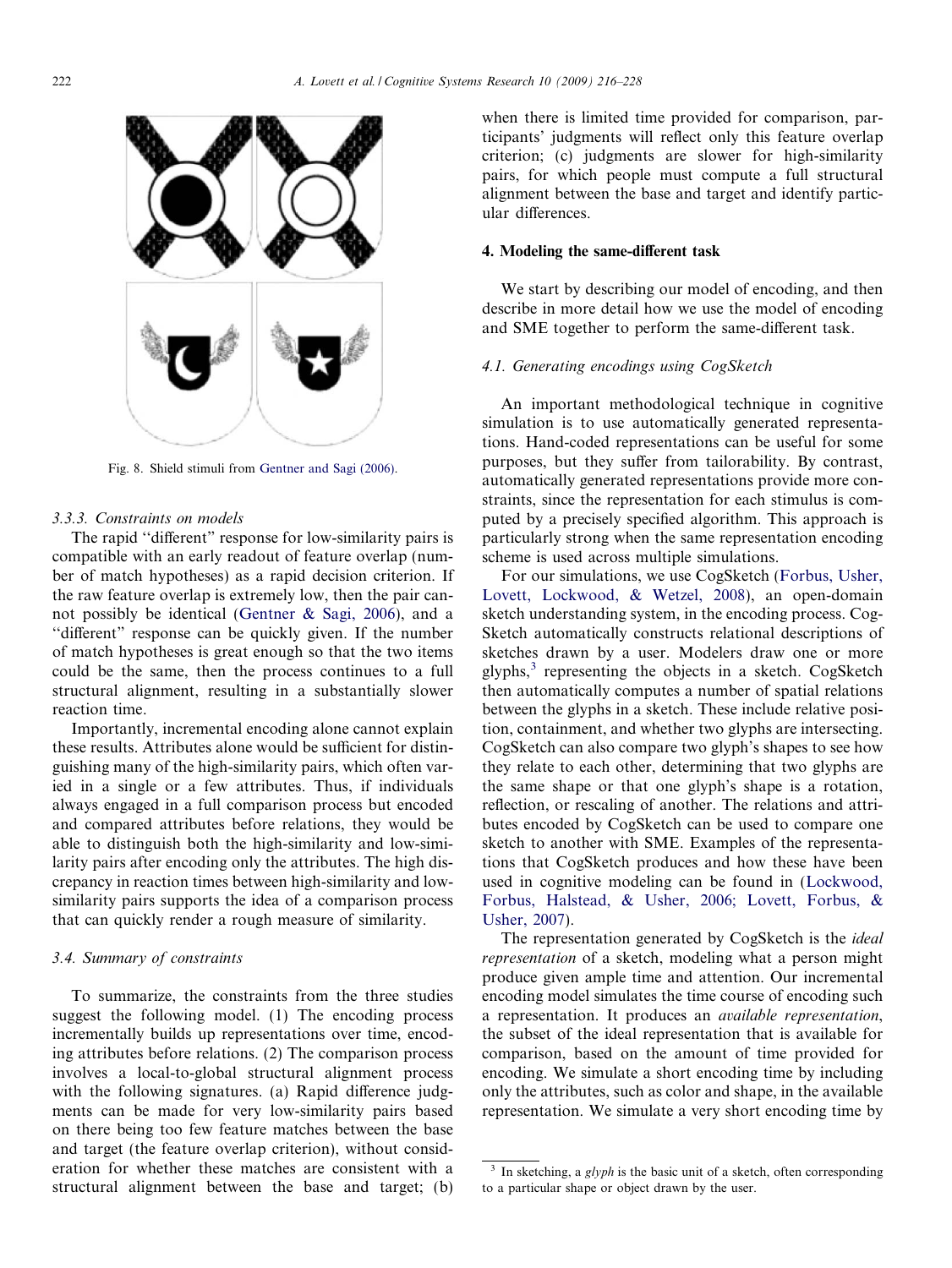Fig. 8. Shield stimuli from Gentner and Sagi (2006).

#### 3.3.3. Constraints on models

The rapid "different" response for low-similarity pairs is compatible with an early readout of feature overlap (number of match hypotheses) as a rapid decision criterion. If the raw feature overlap is extremely low, then the pair cannot possibly be identical (Gentner & Sagi, 2006), and a "different" response can be quickly given. If the number of match hypotheses is great enough so that the two items could be the same, then the process continues to a full structural alignment, resulting in a substantially slower reaction time.

Importantly, incremental encoding alone cannot explain these results. Attributes alone would be sufficient for distinguishing many of the high-similarity pairs, which often varied in a single or a few attributes. Thus, if individuals always engaged in a full comparison process but encoded and compared attributes before relations, they would be able to distinguish both the high-similarity and low-similarity pairs after encoding only the attributes. The high discrepancy in reaction times between high-similarity and low-similarity pairs supports the idea of a comparison process that can quickly render a rough measure of similarity.

### 3.4. Summary of constraints

To summarize, the constraints from the three studies suggest the following model. (1) The encoding process incrementally builds up representations over time, encoding attributes before relations. (2) The comparison process involves a local-to-global structural alignment process with the following signatures. (a) Rapid difference judgments can be made for very low-similarity pairs based on there being too few feature matches between the base and target (the feature overlap criterion), without consideration for whether these matches are consistent with a structural alignment between the base and target; (b) when there is limited time provided for comparison, participants' judgments will reflect only this feature overlap criterion; (c) judgments are slower for high-similarity pairs, for which people must compute a full structural alignment between the base and target and identify particular differences.

## 4. Modeling the same-different task

We start by describing our model of encoding, and then describe in more detail how we use the model of encoding and SME together to perform the same-different task.

### 4.1. Generating encodings using CogSketch

An important methodological technique in cognitive simulation is to use automatically generated representations. Hand-coded representations can be useful for some purposes, but they suffer from tailorability. By contrast, automatically generated representations provide more constraints, since the representation for each stimulus is computed by a precisely specified algorithm. This approach is particularly strong when the same representation encoding scheme is used across multiple simulations.

For our simulations, we use CogSketch (Forbus, Usher, Lovett, Lockwood, & Wetzel, 2008), an open-domain sketch understanding system, in the encoding process. CogSketch automatically constructs relational descriptions of sketches drawn by a user. Modelers draw one or more glyphs,[3] representing the objects in a sketch. CogSketch then automatically computes a number of spatial relations between the glyphs in a sketch. These include relative position, containment, and whether two glyphs are intersecting. CogSketch can also compare two glyph's shapes to see how they relate to each other, determining that two glyphs are the same shape or that one glyph's shape is a rotation, reflection, or rescaling of another. The relations and attributes encoded by CogSketch can be used to compare one sketch to another with SME. Examples of the representations that CogSketch produces and how these have been used in cognitive modeling can be found in (Lockwood, Forbus, Halstead, & Usher, 2006; Lovett, Forbus, & Usher, 2007).

The representation generated by CogSketch is the *ideal representation* of a sketch, modeling what a person might produce given ample time and attention. Our incremental encoding model simulates the time course of encoding such a representation. It produces an *available representation*, the subset of the ideal representation that is available for comparison, based on the amount of time provided for encoding. We simulate a short encoding time by including only the attributes, such as color and shape, in the available representation. We simulate a very short encoding time by

[3] In sketching, a *glyph* is the basic unit of a sketch, often corresponding to a particular shape or object drawn by the user.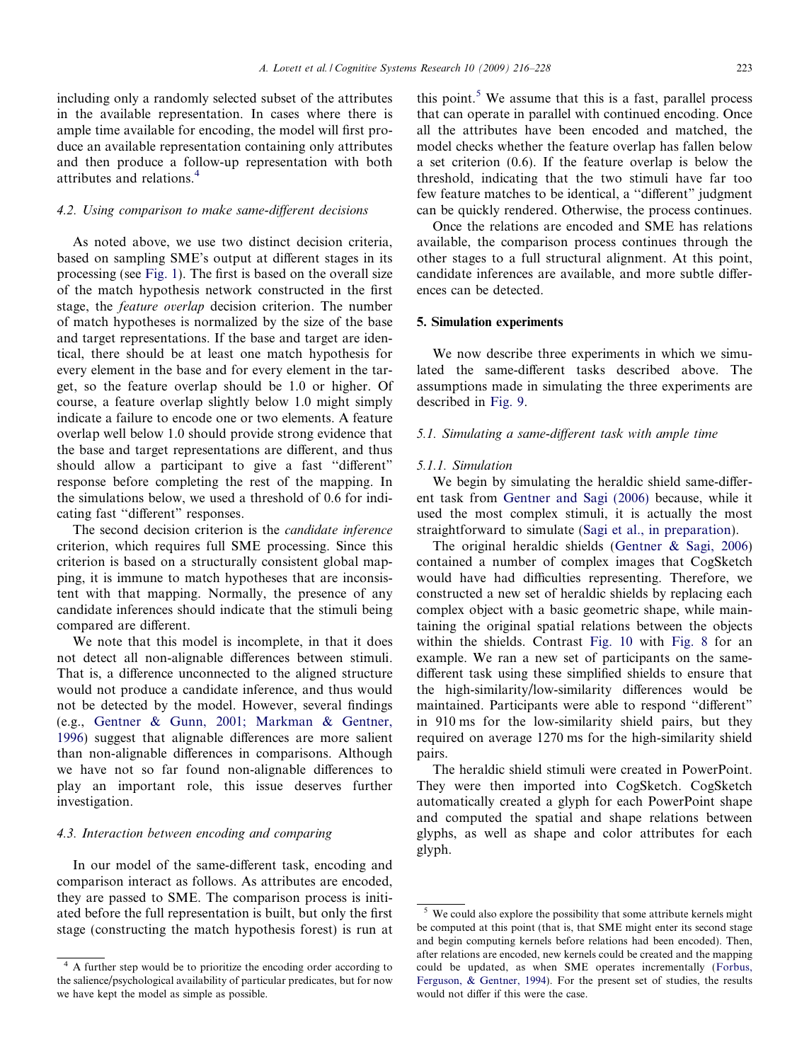including only a randomly selected subset of the attributes in the available representation. In cases where there is ample time available for encoding, the model will first produce an available representation containing only attributes and then produce a follow-up representation with both attributes and relations.[4]

### 4.2. Using comparison to make same-different decisions

As noted above, we use two distinct decision criteria, based on sampling SME's output at different stages in its processing (see Fig. 1). The first is based on the overall size of the match hypothesis network constructed in the first stage, the *feature overlap* decision criterion. The number of match hypotheses is normalized by the size of the base and target representations. If the base and target are identical, there should be at least one match hypothesis for every element in the base and for every element in the target, so the feature overlap should be 1.0 or higher. Of course, a feature overlap slightly below 1.0 might simply indicate a failure to encode one or two elements. A feature overlap well below 1.0 should provide strong evidence that the base and target representations are different, and thus should allow a participant to give a fast "different" response before completing the rest of the mapping. In the simulations below, we used a threshold of 0.6 for indicating fast "different" responses.

The second decision criterion is the *candidate inference* criterion, which requires full SME processing. Since this criterion is based on a structurally consistent global mapping, it is immune to match hypotheses that are inconsistent with that mapping. Normally, the presence of any candidate inferences should indicate that the stimuli being compared are different.

We note that this model is incomplete, in that it does not detect all non-alignable differences between stimuli. That is, a difference unconnected to the aligned structure would not produce a candidate inference, and thus would not be detected by the model. However, several findings (e.g., Gentner & Gunn, 2001; Markman & Gentner, 1996) suggest that alignable differences are more salient than non-alignable differences in comparisons. Although we have not so far found non-alignable differences to play an important role, this issue deserves further investigation.

### 4.3. Interaction between encoding and comparing

In our model of the same-different task, encoding and comparison interact as follows. As attributes are encoded, they are passed to SME. The comparison process is initiated before the full representation is built, but only the first stage (constructing the match hypothesis forest) is run at this point.[5] We assume that this is a fast, parallel process that can operate in parallel with continued encoding. Once all the attributes have been encoded and matched, the model checks whether the feature overlap has fallen below a set criterion (0.6). If the feature overlap is below the threshold, indicating that the two stimuli have far too few feature matches to be identical, a "different" judgment can be quickly rendered. Otherwise, the process continues.

Once the relations are encoded and SME has relations available, the comparison process continues through the other stages to a full structural alignment. At this point, candidate inferences are available, and more subtle differences can be detected.

## 5. Simulation experiments

We now describe three experiments in which we simulated the same-different tasks described above. The assumptions made in simulating the three experiments are described in Fig. 9.

### 5.1. Simulating a same-different task with ample time

#### 5.1.1. Simulation

We begin by simulating the heraldic shield same-different task from Gentner and Sagi (2006) because, while it used the most complex stimuli, it is actually the most straightforward to simulate (Sagi et al., in preparation).

The original heraldic shields (Gentner & Sagi, 2006) contained a number of complex images that CogSketch would have had difficulties representing. Therefore, we constructed a new set of heraldic shields by replacing each complex object with a basic geometric shape, while maintaining the original spatial relations between the objects within the shields. Contrast Fig. 10 with Fig. 8 for an example. We ran a new set of participants on the same-different task using these simplified shields to ensure that the high-similarity/low-similarity differences would be maintained. Participants were able to respond "different" in 910 ms for the low-similarity shield pairs, but they required on average 1270 ms for the high-similarity shield pairs.

The heraldic shield stimuli were created in PowerPoint. They were then imported into CogSketch. CogSketch automatically created a glyph for each PowerPoint shape and computed the spatial and shape relations between glyphs, as well as shape and color attributes for each glyph.

---

[4] A further step would be to prioritize the encoding order according to the salience/psychological availability of particular predicates, but for now we have kept the model as simple as possible.

[5] We could also explore the possibility that some attribute kernels might be computed at this point (that is, that SME might enter its second stage and begin computing kernels before relations had been encoded). Then, after relations are encoded, new kernels could be created and the mapping could be updated, as when SME operates incrementally (Forbus, Ferguson, & Gentner, 1994). For the present set of studies, the results would not differ if this were the case.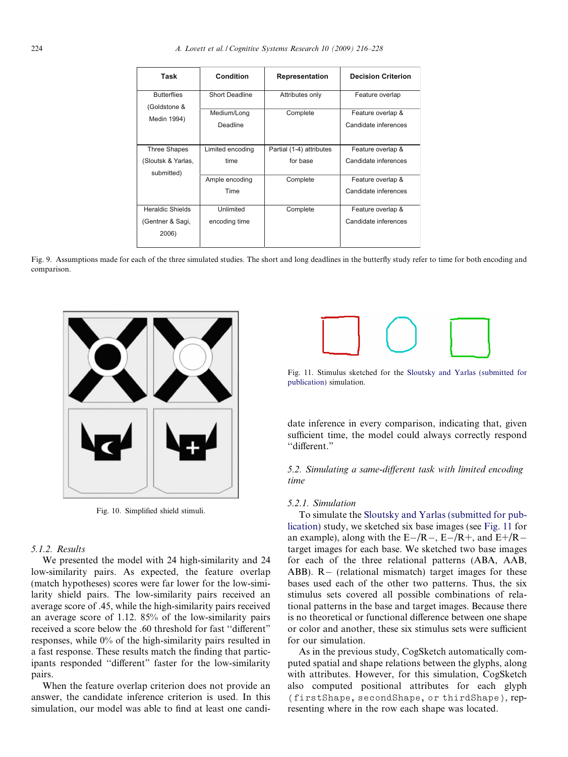| Task | Condition | Representation | Decision Criterion |
|---|---|---|---|
| Butterflies (Goldstone & Medin 1994) | Short Deadline | Attributes only | Feature overlap |
| | Medium/Long Deadline | Complete | Feature overlap & Candidate inferences |
| Three Shapes (Sloutsk & Yarlas, submitted) | Limited encoding time | Partial (1-4) attributes for base | Feature overlap & Candidate inferences |
| | Ample encoding Time | Complete | Feature overlap & Candidate inferences |
| Heraldic Shields (Gentner & Sagi, 2006) | Unlimited encoding time | Complete | Feature overlap & Candidate inferences |

Fig. 9. Assumptions made for each of the three simulated studies. The short and long deadlines in the butterfly study refer to time for both encoding and comparison.

Fig. 10. Simplified shield stimuli.

#### 5.1.2. Results

We presented the model with 24 high-similarity and 24 low-similarity pairs. As expected, the feature overlap (match hypotheses) scores were far lower for the low-similarity shield pairs. The low-similarity pairs received an average score of .45, while the high-similarity pairs received an average score of 1.12. 85% of the low-similarity pairs received a score below the .60 threshold for fast "different" responses, while 0% of the high-similarity pairs resulted in a fast response. These results match the finding that participants responded "different" faster for the low-similarity pairs.

When the feature overlap criterion does not provide an answer, the candidate inference criterion is used. In this simulation, our model was able to find at least one candidate inference in every comparison, indicating that, given sufficient time, the model could always correctly respond "different."

Fig. 11. Stimulus sketched for the Sloutsky and Yarlas (submitted for publication) simulation.

### 5.2. Simulating a same-different task with limited encoding time

#### 5.2.1. Simulation

To simulate the Sloutsky and Yarlas (submitted for publication) study, we sketched six base images (see Fig. 11 for an example), along with the E−/R−, E−/R+, and E+/R− target images for each base. We sketched two base images for each of the three relational patterns (ABA, AAB, ABB). R− (relational mismatch) target images for these bases used each of the other two patterns. Thus, the six stimulus sets covered all possible combinations of relational patterns in the base and target images. Because there is no theoretical or functional difference between one shape or color and another, these six stimulus sets were sufficient for our simulation.

As in the previous study, CogSketch automatically computed spatial and shape relations between the glyphs, along with attributes. However, for this simulation, CogSketch also computed positional attributes for each glyph (`firstShape`, `secondShape`, or `thirdShape`), representing where in the row each shape was located.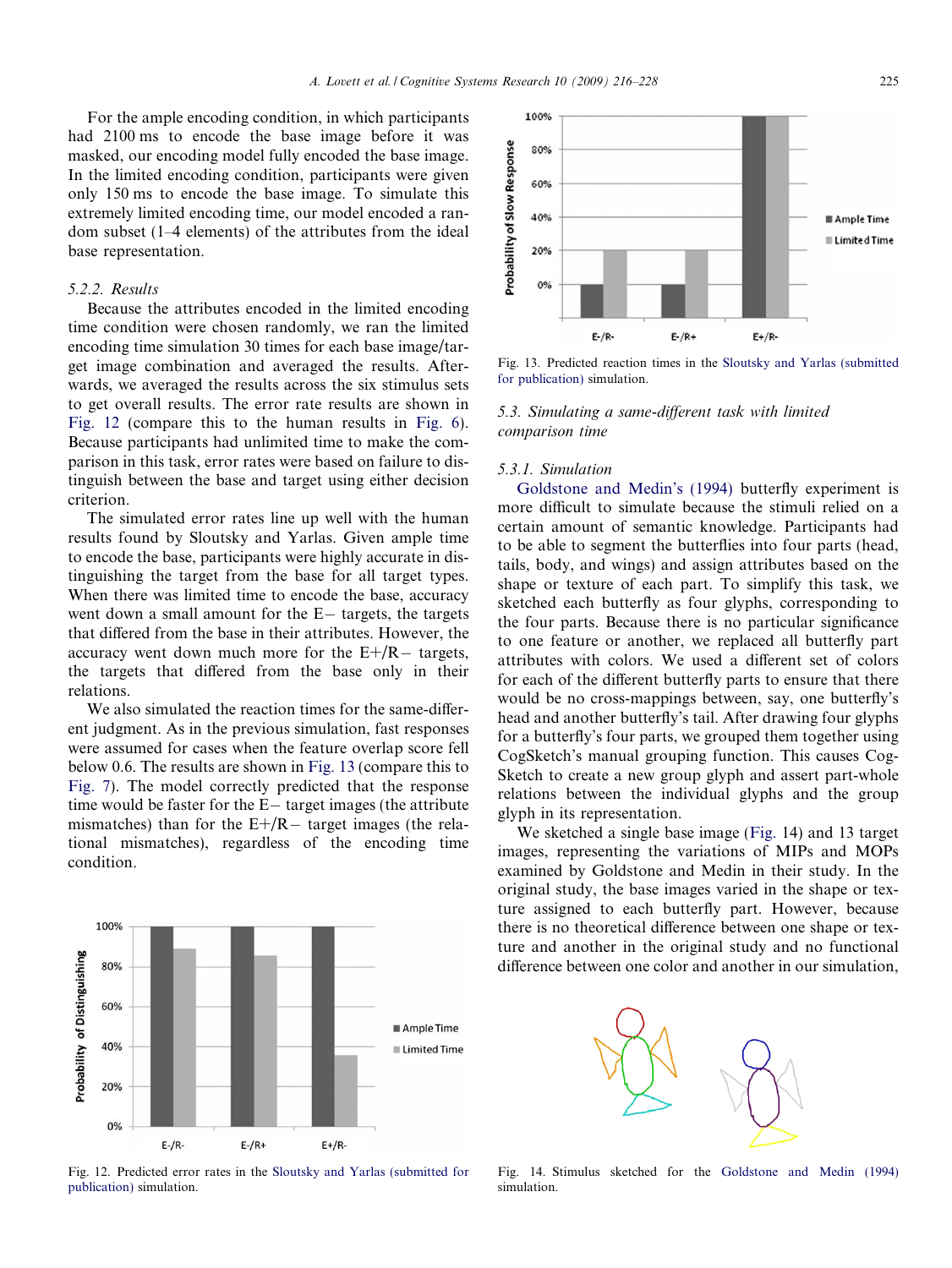For the ample encoding condition, in which participants had 2100 ms to encode the base image before it was masked, our encoding model fully encoded the base image. In the limited encoding condition, participants were given only 150 ms to encode the base image. To simulate this extremely limited encoding time, our model encoded a random subset (1–4 elements) of the attributes from the ideal base representation.

#### 5.2.2. Results

Because the attributes encoded in the limited encoding time condition were chosen randomly, we ran the limited encoding time simulation 30 times for each base image/target image combination and averaged the results. Afterwards, we averaged the results across the six stimulus sets to get overall results. The error rate results are shown in Fig. 12 (compare this to the human results in Fig. 6). Because participants had unlimited time to make the comparison in this task, error rates were based on failure to distinguish between the base and target using either decision criterion.

The simulated error rates line up well with the human results found by Sloutsky and Yarlas. Given ample time to encode the base, participants were highly accurate in distinguishing the target from the base for all target types. When there was limited time to encode the base, accuracy went down a small amount for the E− targets, the targets that differed from the base in their attributes. However, the accuracy went down much more for the E+/R− targets, the targets that differed from the base only in their relations.

We also simulated the reaction times for the same-different judgment. As in the previous simulation, fast responses were assumed for cases when the feature overlap score fell below 0.6. The results are shown in Fig. 13 (compare this to Fig. 7). The model correctly predicted that the response time would be faster for the E− target images (the attribute mismatches) than for the E+/R− target images (the relational mismatches), regardless of the encoding time condition.

Fig. 12. Predicted error rates in the Sloutsky and Yarlas (submitted for publication) simulation.

Fig. 13. Predicted reaction times in the Sloutsky and Yarlas (submitted for publication) simulation.

### 5.3. Simulating a same-different task with limited comparison time

#### 5.3.1. Simulation

Goldstone and Medin's (1994) butterfly experiment is more difficult to simulate because the stimuli relied on a certain amount of semantic knowledge. Participants had to be able to segment the butterflies into four parts (head, tails, body, and wings) and assign attributes based on the shape or texture of each part. To simplify this task, we sketched each butterfly as four glyphs, corresponding to the four parts. Because there is no particular significance to one feature or another, we replaced all butterfly part attributes with colors. We used a different set of colors for each of the different butterfly parts to ensure that there would be no cross-mappings between, say, one butterfly's head and another butterfly's tail. After drawing four glyphs for a butterfly's four parts, we grouped them together using CogSketch's manual grouping function. This causes CogSketch to create a new group glyph and assert part-whole relations between the individual glyphs and the group glyph in its representation.

We sketched a single base image (Fig. 14) and 13 target images, representing the variations of MIPs and MOPs examined by Goldstone and Medin in their study. In the original study, the base images varied in the shape or texture assigned to each butterfly part. However, because there is no theoretical difference between one shape or texture and another in the original study and no functional difference between one color and another in our simulation,

Fig. 14. Stimulus sketched for the Goldstone and Medin (1994) simulation.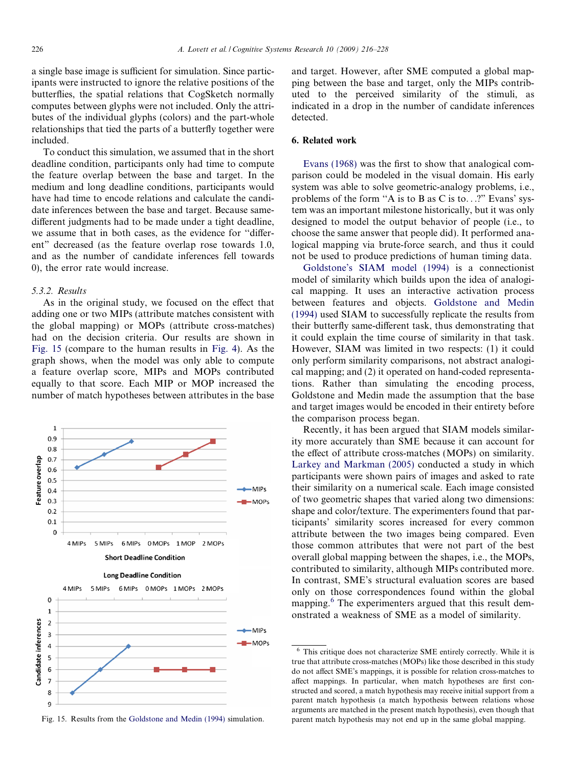a single base image is sufficient for simulation. Since participants were instructed to ignore the relative positions of the butterflies, the spatial relations that CogSketch normally computes between glyphs were not included. Only the attributes of the individual glyphs (colors) and the part-whole relationships that tied the parts of a butterfly together were included.

To conduct this simulation, we assumed that in the short deadline condition, participants only had time to compute the feature overlap between the base and target. In the medium and long deadline conditions, participants would have had time to encode relations and calculate the candidate inferences between the base and target. Because same-different judgments had to be made under a tight deadline, we assume that in both cases, as the evidence for "different" decreased (as the feature overlap rose towards 1.0, and as the number of candidate inferences fell towards 0), the error rate would increase.

#### 5.3.2. Results

As in the original study, we focused on the effect that adding one or two MIPs (attribute matches consistent with the global mapping) or MOPs (attribute cross-matches) had on the decision criteria. Our results are shown in Fig. 15 (compare to the human results in Fig. 4). As the graph shows, when the model was only able to compute a feature overlap score, MIPs and MOPs contributed equally to that score. Each MIP or MOP increased the number of match hypotheses between attributes in the base and target. However, after SME computed a global mapping between the base and target, only the MIPs contributed to the perceived similarity of the stimuli, as indicated in a drop in the number of candidate inferences detected.

Fig. 15. Results from the Goldstone and Medin (1994) simulation.

## 6. Related work

Evans (1968) was the first to show that analogical comparison could be modeled in the visual domain. His early system was able to solve geometric-analogy problems, i.e., problems of the form "A is to B as C is to...?" Evans' system was an important milestone historically, but it was only designed to model the output behavior of people (i.e., to choose the same answer that people did). It performed analogical mapping via brute-force search, and thus it could not be used to produce predictions of human timing data.

Goldstone's SIAM model (1994) is a connectionist model of similarity which builds upon the idea of analogical mapping. It uses an interactive activation process between features and objects. Goldstone and Medin (1994) used SIAM to successfully replicate the results from their butterfly same-different task, thus demonstrating that it could explain the time course of similarity in that task. However, SIAM was limited in two respects: (1) it could only perform similarity comparisons, not abstract analogical mapping; and (2) it operated on hand-coded representations. Rather than simulating the encoding process, Goldstone and Medin made the assumption that the base and target images would be encoded in their entirety before the comparison process began.

Recently, it has been argued that SIAM models similarity more accurately than SME because it can account for the effect of attribute cross-matches (MOPs) on similarity. Larkey and Markman (2005) conducted a study in which participants were shown pairs of images and asked to rate their similarity on a numerical scale. Each image consisted of two geometric shapes that varied along two dimensions: shape and color/texture. The experimenters found that participants' similarity scores increased for every common attribute between the two images being compared. Even those common attributes that were not part of the best overall global mapping between the shapes, i.e., the MOPs, contributed to similarity, although MIPs contributed more. In contrast, SME's structural evaluation scores are based only on those correspondences found within the global mapping.[6] The experimenters argued that this result demonstrated a weakness of SME as a model of similarity.

[6] This critique does not characterize SME entirely correctly. While it is true that attribute cross-matches (MOPs) like those described in this study do not affect SME's mappings, it is possible for relation cross-matches to affect mappings. In particular, when match hypotheses are first constructed and scored, a match hypothesis may receive initial support from a parent match hypothesis (a match hypothesis between relations whose arguments are matched in the present match hypothesis), even though that parent match hypothesis may not end up in the same global mapping.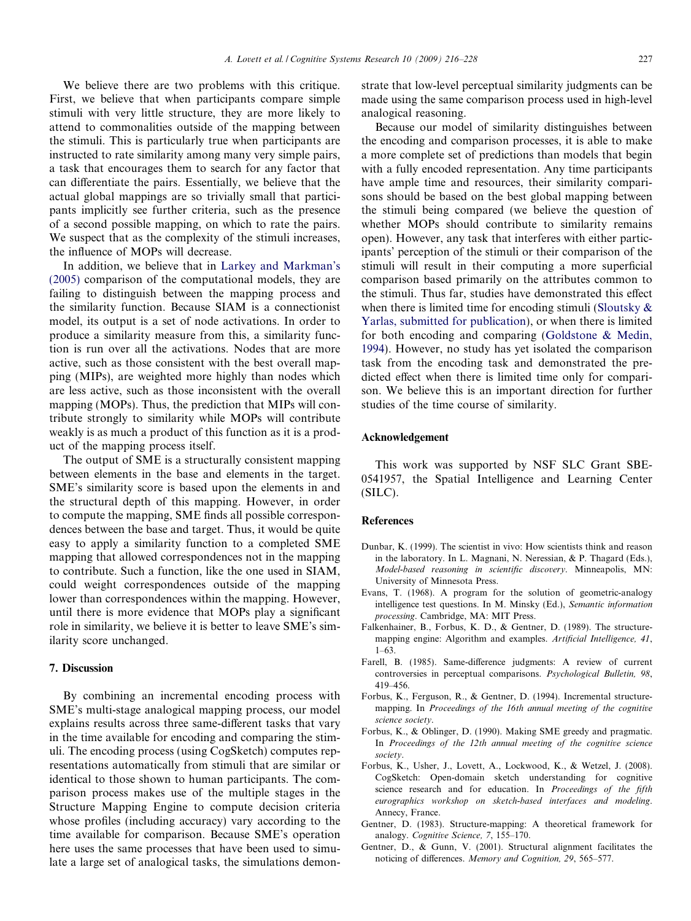We believe there are two problems with this critique. First, we believe that when participants compare simple stimuli with very little structure, they are more likely to attend to commonalities outside of the mapping between the stimuli. This is particularly true when participants are instructed to rate similarity among many very simple pairs, a task that encourages them to search for any factor that can differentiate the pairs. Essentially, we believe that the actual global mappings are so trivially small that participants implicitly see further criteria, such as the presence of a second possible mapping, on which to rate the pairs. We suspect that as the complexity of the stimuli increases, the influence of MOPs will decrease.

In addition, we believe that in Larkey and Markman's (2005) comparison of the computational models, they are failing to distinguish between the mapping process and the similarity function. Because SIAM is a connectionist model, its output is a set of node activations. In order to produce a similarity measure from this, a similarity function is run over all the activations. Nodes that are more active, such as those consistent with the best overall mapping (MIPs), are weighted more highly than nodes which are less active, such as those inconsistent with the overall mapping (MOPs). Thus, the prediction that MIPs will contribute strongly to similarity while MOPs will contribute weakly is as much a product of this function as it is a product of the mapping process itself.

The output of SME is a structurally consistent mapping between elements in the base and elements in the target. SME's similarity score is based upon the elements in and the structural depth of this mapping. However, in order to compute the mapping, SME finds all possible correspondences between the base and target. Thus, it would be quite easy to apply a similarity function to a completed SME mapping that allowed correspondences not in the mapping to contribute. Such a function, like the one used in SIAM, could weight correspondences outside of the mapping lower than correspondences within the mapping. However, until there is more evidence that MOPs play a significant role in similarity, we believe it is better to leave SME's similarity score unchanged.

## 7. Discussion

By combining an incremental encoding process with SME's multi-stage analogical mapping process, our model explains results across three same-different tasks that vary in the time available for encoding and comparing the stimuli. The encoding process (using CogSketch) computes representations automatically from stimuli that are similar or identical to those shown to human participants. The comparison process makes use of the multiple stages in the Structure Mapping Engine to compute decision criteria whose profiles (including accuracy) vary according to the time available for comparison. Because SME's operation here uses the same processes that have been used to simulate a large set of analogical tasks, the simulations demonstrate that low-level perceptual similarity judgments can be made using the same comparison process used in high-level analogical reasoning.

Because our model of similarity distinguishes between the encoding and comparison processes, it is able to make a more complete set of predictions than models that begin with a fully encoded representation. Any time participants have ample time and resources, their similarity comparisons should be based on the best global mapping between the stimuli being compared (we believe the question of whether MOPs should contribute to similarity remains open). However, any task that interferes with either participants' perception of the stimuli or their comparison of the stimuli will result in their computing a more superficial comparison based primarily on the attributes common to the stimuli. Thus far, studies have demonstrated this effect when there is limited time for encoding stimuli (Sloutsky & Yarlas, submitted for publication), or when there is limited for both encoding and comparing (Goldstone & Medin, 1994). However, no study has yet isolated the comparison task from the encoding task and demonstrated the predicted effect when there is limited time only for comparison. We believe this is an important direction for further studies of the time course of similarity.

## Acknowledgement

This work was supported by NSF SLC Grant SBE-0541957, the Spatial Intelligence and Learning Center (SILC).

## References

Dunbar, K. (1999). The scientist in vivo: How scientists think and reason in the laboratory. In L. Magnani, N. Neressian, & P. Thagard (Eds.), *Model-based reasoning in scientific discovery*. Minneapolis, MN: University of Minnesota Press.

Evans, T. (1968). A program for the solution of geometric-analogy intelligence test questions. In M. Minsky (Ed.), *Semantic information processing*. Cambridge, MA: MIT Press.

Falkenhainer, B., Forbus, K. D., & Gentner, D. (1989). The structure-mapping engine: Algorithm and examples. *Artificial Intelligence, 41*, 1–63.

Farell, B. (1985). Same-difference judgments: A review of current controversies in perceptual comparisons. *Psychological Bulletin, 98*, 419–456.

Forbus, K., Ferguson, R., & Gentner, D. (1994). Incremental structure-mapping. In *Proceedings of the 16th annual meeting of the cognitive science society*.

Forbus, K., & Oblinger, D. (1990). Making SME greedy and pragmatic. In *Proceedings of the 12th annual meeting of the cognitive science society*.

Forbus, K., Usher, J., Lovett, A., Lockwood, K., & Wetzel, J. (2008). CogSketch: Open-domain sketch understanding for cognitive science research and for education. In *Proceedings of the fifth eurographics workshop on sketch-based interfaces and modeling*. Annecy, France.

Gentner, D. (1983). Structure-mapping: A theoretical framework for analogy. *Cognitive Science, 7*, 155–170.

Gentner, D., & Gunn, V. (2001). Structural alignment facilitates the noticing of differences. *Memory and Cognition, 29*, 565–577.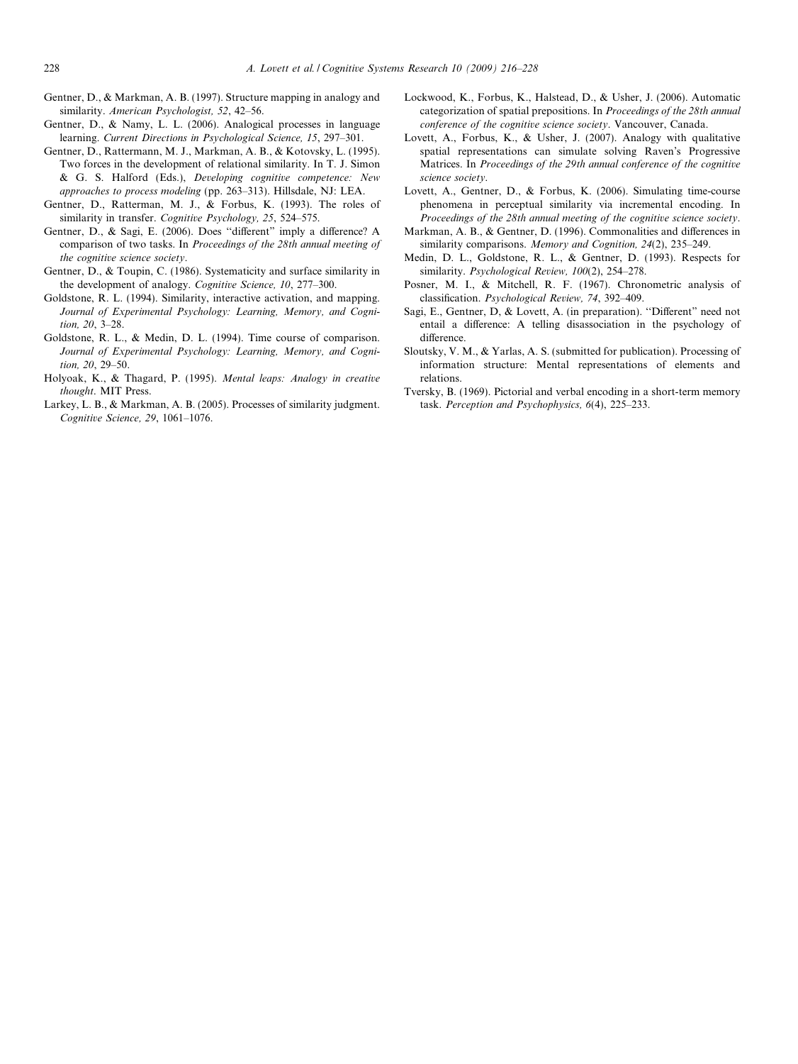Gentner, D., & Markman, A. B. (1997). Structure mapping in analogy and similarity. *American Psychologist, 52*, 42–56.

Gentner, D., & Namy, L. L. (2006). Analogical processes in language learning. *Current Directions in Psychological Science, 15*, 297–301.

Gentner, D., Rattermann, M. J., Markman, A. B., & Kotovsky, L. (1995). Two forces in the development of relational similarity. In T. J. Simon & G. S. Halford (Eds.), *Developing cognitive competence: New approaches to process modeling* (pp. 263–313). Hillsdale, NJ: LEA.

Gentner, D., Ratterman, M. J., & Forbus, K. (1993). The roles of similarity in transfer. *Cognitive Psychology, 25*, 524–575.

Gentner, D., & Sagi, E. (2006). Does "different" imply a difference? A comparison of two tasks. In *Proceedings of the 28th annual meeting of the cognitive science society*.

Gentner, D., & Toupin, C. (1986). Systematicity and surface similarity in the development of analogy. *Cognitive Science, 10*, 277–300.

Goldstone, R. L. (1994). Similarity, interactive activation, and mapping. *Journal of Experimental Psychology: Learning, Memory, and Cognition, 20*, 3–28.

Goldstone, R. L., & Medin, D. L. (1994). Time course of comparison. *Journal of Experimental Psychology: Learning, Memory, and Cognition, 20*, 29–50.

Holyoak, K., & Thagard, P. (1995). *Mental leaps: Analogy in creative thought*. MIT Press.

Larkey, L. B., & Markman, A. B. (2005). Processes of similarity judgment. *Cognitive Science, 29*, 1061–1076.

Lockwood, K., Forbus, K., Halstead, D., & Usher, J. (2006). Automatic categorization of spatial prepositions. In *Proceedings of the 28th annual conference of the cognitive science society*. Vancouver, Canada.

Lovett, A., Forbus, K., & Usher, J. (2007). Analogy with qualitative spatial representations can simulate solving Raven's Progressive Matrices. In *Proceedings of the 29th annual conference of the cognitive science society*.

Lovett, A., Gentner, D., & Forbus, K. (2006). Simulating time-course phenomena in perceptual similarity via incremental encoding. In *Proceedings of the 28th annual meeting of the cognitive science society*.

Markman, A. B., & Gentner, D. (1996). Commonalities and differences in similarity comparisons. *Memory and Cognition, 24*(2), 235–249.

Medin, D. L., Goldstone, R. L., & Gentner, D. (1993). Respects for similarity. *Psychological Review, 100*(2), 254–278.

Posner, M. I., & Mitchell, R. F. (1967). Chronometric analysis of classification. *Psychological Review, 74*, 392–409.

Sagi, E., Gentner, D, & Lovett, A. (in preparation). "Different" need not entail a difference: A telling disassociation in the psychology of difference.

Sloutsky, V. M., & Yarlas, A. S. (submitted for publication). Processing of information structure: Mental representations of elements and relations.

Tversky, B. (1969). Pictorial and verbal encoding in a short-term memory task. *Perception and Psychophysics, 6*(4), 225–233.